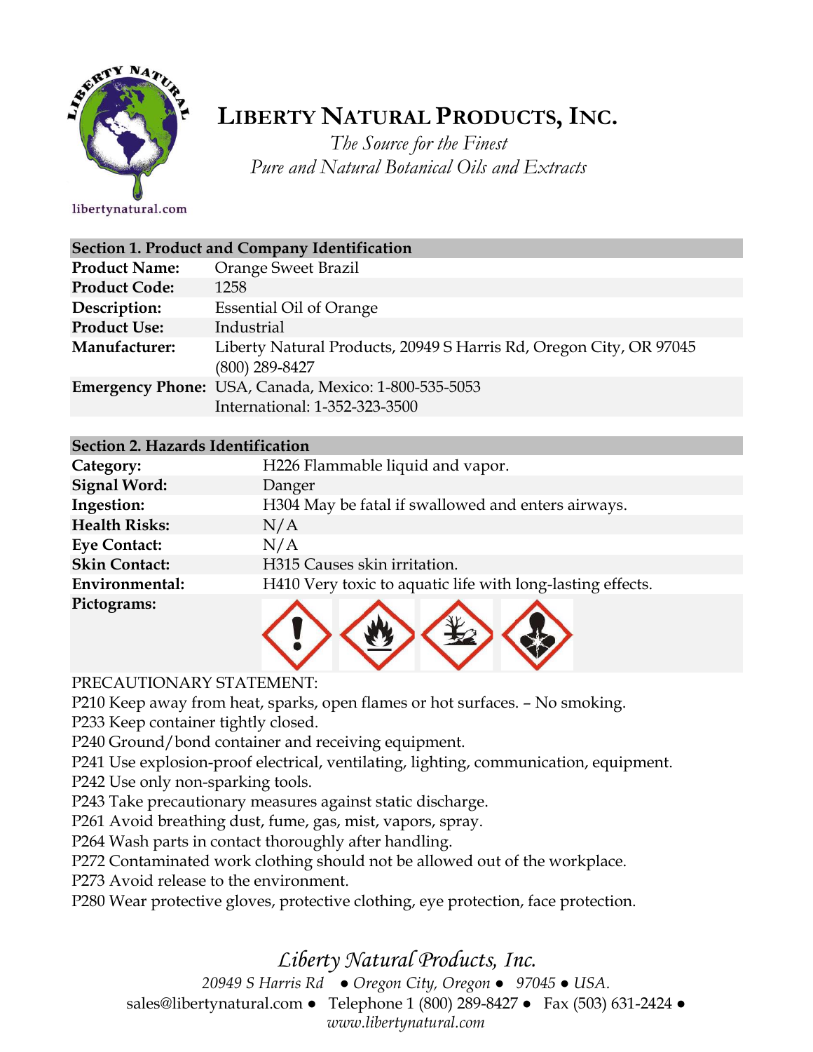# LIBERTY NATURAL PRODUCTS, INC.

*The Source for the Finest*
*Pure and Natural Botanical Oils and Extracts*

libertynatural.com

## Section 1. Product and Company Identification

| | |
|---|---|
| **Product Name:** | Orange Sweet Brazil |
| **Product Code:** | 1258 |
| **Description:** | Essential Oil of Orange |
| **Product Use:** | Industrial |
| **Manufacturer:** | Liberty Natural Products, 20949 S Harris Rd, Oregon City, OR 97045 (800) 289-8427 |
| **Emergency Phone:** | USA, Canada, Mexico: 1-800-535-5053 International: 1-352-323-3500 |

## Section 2. Hazards Identification

| | |
|---|---|
| **Category:** | H226 Flammable liquid and vapor. |
| **Signal Word:** | Danger |
| **Ingestion:** | H304 May be fatal if swallowed and enters airways. |
| **Health Risks:** | N/A |
| **Eye Contact:** | N/A |
| **Skin Contact:** | H315 Causes skin irritation. |
| **Environmental:** | H410 Very toxic to aquatic life with long-lasting effects. |
| **Pictograms:** | |

PRECAUTIONARY STATEMENT:

P210 Keep away from heat, sparks, open flames or hot surfaces. – No smoking.
P233 Keep container tightly closed.
P240 Ground/bond container and receiving equipment.
P241 Use explosion-proof electrical, ventilating, lighting, communication, equipment.
P242 Use only non-sparking tools.
P243 Take precautionary measures against static discharge.
P261 Avoid breathing dust, fume, gas, mist, vapors, spray.
P264 Wash parts in contact thoroughly after handling.
P272 Contaminated work clothing should not be allowed out of the workplace.
P273 Avoid release to the environment.
P280 Wear protective gloves, protective clothing, eye protection, face protection.

*Liberty Natural Products, Inc.*
*20949 S Harris Rd ● Oregon City, Oregon ● 97045 ● USA.*
sales@libertynatural.com ● Telephone 1 (800) 289-8427 ● Fax (503) 631-2424 ●
*www.libertynatural.com*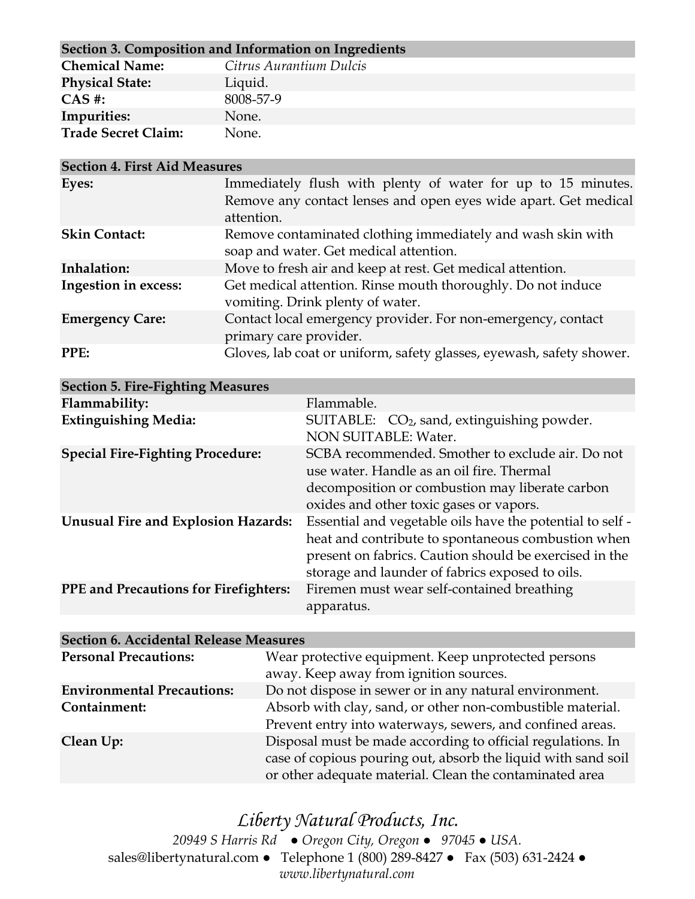## Section 3. Composition and Information on Ingredients

| | |
|---|---|
| **Chemical Name:** | *Citrus Aurantium Dulcis* |
| **Physical State:** | Liquid. |
| **CAS #:** | 8008-57-9 |
| **Impurities:** | None. |
| **Trade Secret Claim:** | None. |

## Section 4. First Aid Measures

| | |
|---|---|
| **Eyes:** | Immediately flush with plenty of water for up to 15 minutes. Remove any contact lenses and open eyes wide apart. Get medical attention. |
| **Skin Contact:** | Remove contaminated clothing immediately and wash skin with soap and water. Get medical attention. |
| **Inhalation:** | Move to fresh air and keep at rest. Get medical attention. |
| **Ingestion in excess:** | Get medical attention. Rinse mouth thoroughly. Do not induce vomiting. Drink plenty of water. |
| **Emergency Care:** | Contact local emergency provider. For non-emergency, contact primary care provider. |
| **PPE:** | Gloves, lab coat or uniform, safety glasses, eyewash, safety shower. |

## Section 5. Fire-Fighting Measures

| | |
|---|---|
| **Flammability:** | Flammable. |
| **Extinguishing Media:** | SUITABLE: $CO_2$, sand, extinguishing powder. NON SUITABLE: Water. |
| **Special Fire-Fighting Procedure:** | SCBA recommended. Smother to exclude air. Do not use water. Handle as an oil fire. Thermal decomposition or combustion may liberate carbon oxides and other toxic gases or vapors. |
| **Unusual Fire and Explosion Hazards:** | Essential and vegetable oils have the potential to self - heat and contribute to spontaneous combustion when present on fabrics. Caution should be exercised in the storage and launder of fabrics exposed to oils. |
| **PPE and Precautions for Firefighters:** | Firemen must wear self-contained breathing apparatus. |

## Section 6. Accidental Release Measures

| | |
|---|---|
| **Personal Precautions:** | Wear protective equipment. Keep unprotected persons away. Keep away from ignition sources. |
| **Environmental Precautions:** | Do not dispose in sewer or in any natural environment. |
| **Containment:** | Absorb with clay, sand, or other non-combustible material. Prevent entry into waterways, sewers, and confined areas. |
| **Clean Up:** | Disposal must be made according to official regulations. In case of copious pouring out, absorb the liquid with sand soil or other adequate material. Clean the contaminated area |

*Liberty Natural Products, Inc.*

*20949 S Harris Rd ● Oregon City, Oregon ● 97045 ● USA.*

sales@libertynatural.com ● Telephone 1 (800) 289-8427 ● Fax (503) 631-2424 ●

*www.libertynatural.com*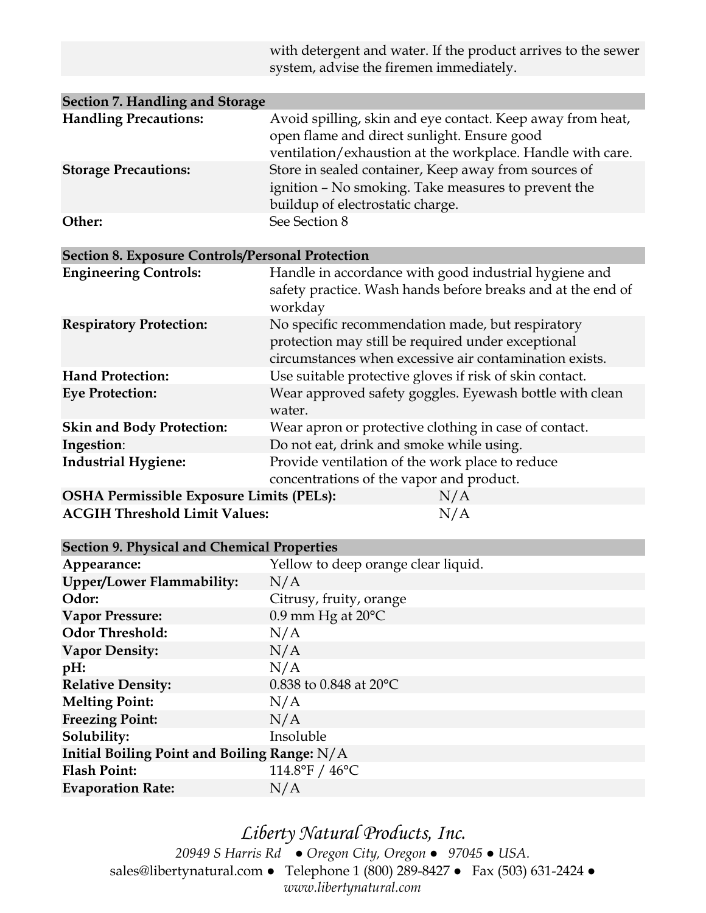| | |
|---|---|
| | with detergent and water. If the product arrives to the sewer system, advise the firemen immediately. |

| **Section 7. Handling and Storage** | |
|---|---|
| **Handling Precautions:** | Avoid spilling, skin and eye contact. Keep away from heat, open flame and direct sunlight. Ensure good ventilation/exhaustion at the workplace. Handle with care. |
| **Storage Precautions:** | Store in sealed container, Keep away from sources of ignition – No smoking. Take measures to prevent the buildup of electrostatic charge. |
| **Other:** | See Section 8 |

| **Section 8. Exposure Controls/Personal Protection** | |
|---|---|
| **Engineering Controls:** | Handle in accordance with good industrial hygiene and safety practice. Wash hands before breaks and at the end of workday |
| **Respiratory Protection:** | No specific recommendation made, but respiratory protection may still be required under exceptional circumstances when excessive air contamination exists. |
| **Hand Protection:** | Use suitable protective gloves if risk of skin contact. |
| **Eye Protection:** | Wear approved safety goggles. Eyewash bottle with clean water. |
| **Skin and Body Protection:** | Wear apron or protective clothing in case of contact. |
| **Ingestion**: | Do not eat, drink and smoke while using. |
| **Industrial Hygiene:** | Provide ventilation of the work place to reduce concentrations of the vapor and product. |
| **OSHA Permissible Exposure Limits (PELs):** | N/A |
| **ACGIH Threshold Limit Values:** | N/A |

| **Section 9. Physical and Chemical Properties** | |
|---|---|
| **Appearance:** | Yellow to deep orange clear liquid. |
| **Upper/Lower Flammability:** | N/A |
| **Odor:** | Citrusy, fruity, orange |
| **Vapor Pressure:** | 0.9 mm Hg at 20°C |
| **Odor Threshold:** | N/A |
| **Vapor Density:** | N/A |
| **pH:** | N/A |
| **Relative Density:** | 0.838 to 0.848 at 20°C |
| **Melting Point:** | N/A |
| **Freezing Point:** | N/A |
| **Solubility:** | Insoluble |
| **Initial Boiling Point and Boiling Range:** | N/A |
| **Flash Point:** | 114.8°F / 46°C |
| **Evaporation Rate:** | N/A |

*Liberty Natural Products, Inc.*

*20949 S Harris Rd ● Oregon City, Oregon ● 97045 ● USA.*

sales@libertynatural.com ● Telephone 1 (800) 289-8427 ● Fax (503) 631-2424 ●

*www.libertynatural.com*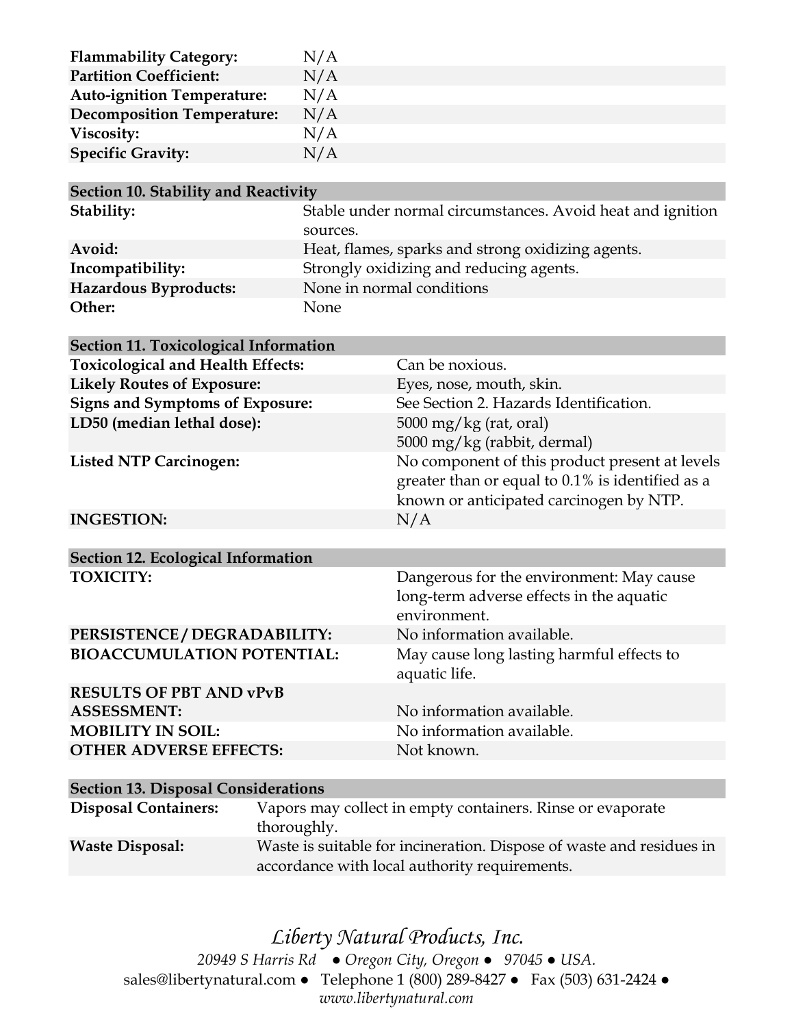| | |
|---|---|
| **Flammability Category:** | N/A |
| **Partition Coefficient:** | N/A |
| **Auto-ignition Temperature:** | N/A |
| **Decomposition Temperature:** | N/A |
| **Viscosity:** | N/A |
| **Specific Gravity:** | N/A |

## Section 10. Stability and Reactivity

| | |
|---|---|
| **Stability:** | Stable under normal circumstances. Avoid heat and ignition sources. |
| **Avoid:** | Heat, flames, sparks and strong oxidizing agents. |
| **Incompatibility:** | Strongly oxidizing and reducing agents. |
| **Hazardous Byproducts:** | None in normal conditions |
| **Other:** | None |

## Section 11. Toxicological Information

| | |
|---|---|
| **Toxicological and Health Effects:** | Can be noxious. |
| **Likely Routes of Exposure:** | Eyes, nose, mouth, skin. |
| **Signs and Symptoms of Exposure:** | See Section 2. Hazards Identification. |
| **LD50 (median lethal dose):** | 5000 mg/kg (rat, oral)<br>5000 mg/kg (rabbit, dermal) |
| **Listed NTP Carcinogen:** | No component of this product present at levels greater than or equal to 0.1% is identified as a known or anticipated carcinogen by NTP. |
| **INGESTION:** | N/A |

## Section 12. Ecological Information

| | |
|---|---|
| **TOXICITY:** | Dangerous for the environment: May cause long-term adverse effects in the aquatic environment. |
| **PERSISTENCE / DEGRADABILITY:** | No information available. |
| **BIOACCUMULATION POTENTIAL:** | May cause long lasting harmful effects to aquatic life. |
| **RESULTS OF PBT AND vPvB ASSESSMENT:** | No information available. |
| **MOBILITY IN SOIL:** | No information available. |
| **OTHER ADVERSE EFFECTS:** | Not known. |

## Section 13. Disposal Considerations

| | |
|---|---|
| **Disposal Containers:** | Vapors may collect in empty containers. Rinse or evaporate thoroughly. |
| **Waste Disposal:** | Waste is suitable for incineration. Dispose of waste and residues in accordance with local authority requirements. |

*Liberty Natural Products, Inc.*
*20949 S Harris Rd ● Oregon City, Oregon ● 97045 ● USA.*
sales@libertynatural.com ● Telephone 1 (800) 289-8427 ● Fax (503) 631-2424 ●
*www.libertynatural.com*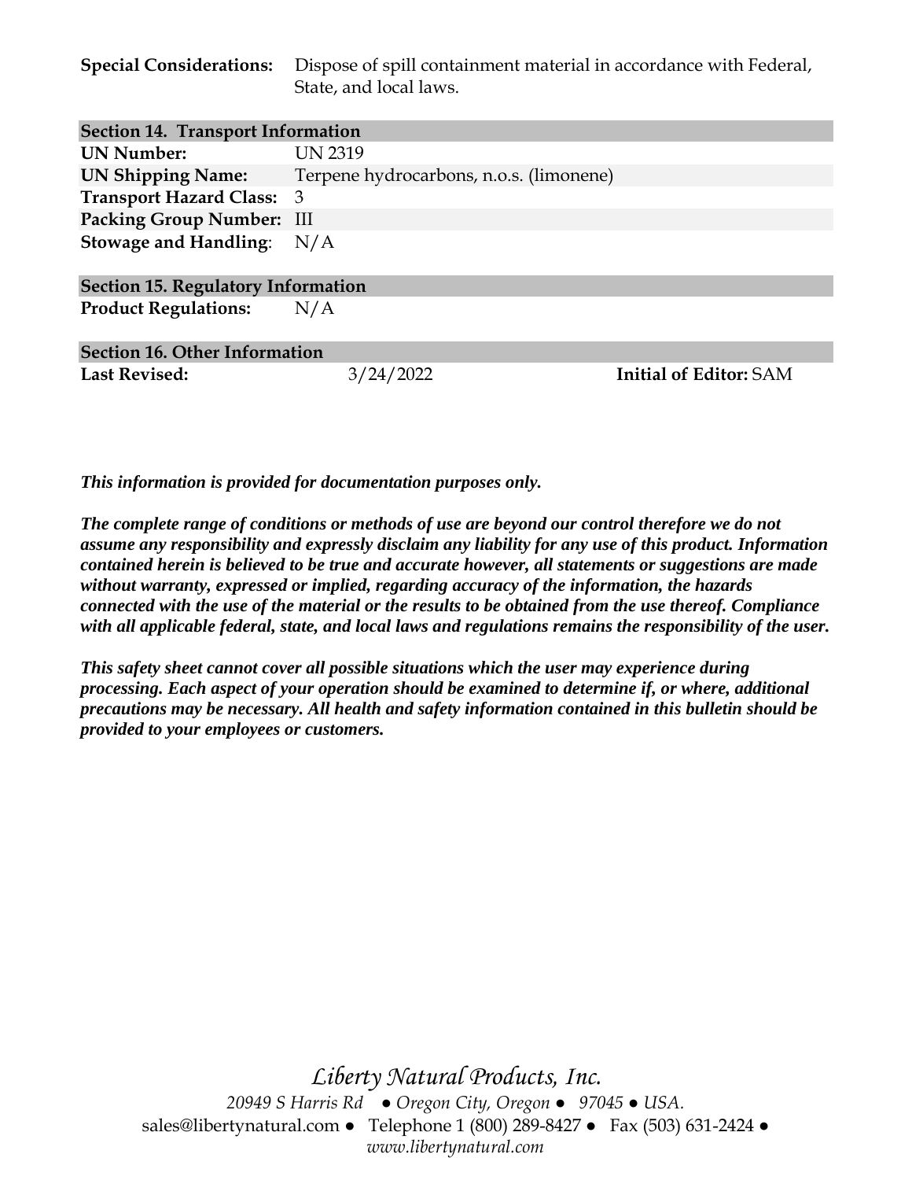| | |
|---|---|
| **Special Considerations:** | Dispose of spill containment material in accordance with Federal, State, and local laws. |

## Section 14. Transport Information

| | |
|---|---|
| **UN Number:** | UN 2319 |
| **UN Shipping Name:** | Terpene hydrocarbons, n.o.s. (limonene) |
| **Transport Hazard Class:** | 3 |
| **Packing Group Number:** | III |
| **Stowage and Handling:** | N/A |

## Section 15. Regulatory Information

| | |
|---|---|
| **Product Regulations:** | N/A |

## Section 16. Other Information

| | | |
|---|---|---|
| **Last Revised:** | 3/24/2022 | **Initial of Editor:** SAM |

***This information is provided for documentation purposes only.***

***The complete range of conditions or methods of use are beyond our control therefore we do not assume any responsibility and expressly disclaim any liability for any use of this product. Information contained herein is believed to be true and accurate however, all statements or suggestions are made without warranty, expressed or implied, regarding accuracy of the information, the hazards connected with the use of the material or the results to be obtained from the use thereof. Compliance with all applicable federal, state, and local laws and regulations remains the responsibility of the user.***

***This safety sheet cannot cover all possible situations which the user may experience during processing. Each aspect of your operation should be examined to determine if, or where, additional precautions may be necessary. All health and safety information contained in this bulletin should be provided to your employees or customers.***

*Liberty Natural Products, Inc.*

*20949 S Harris Rd ● Oregon City, Oregon ● 97045 ● USA.*

sales@libertynatural.com ● Telephone 1 (800) 289-8427 ● Fax (503) 631-2424 ●

*www.libertynatural.com*